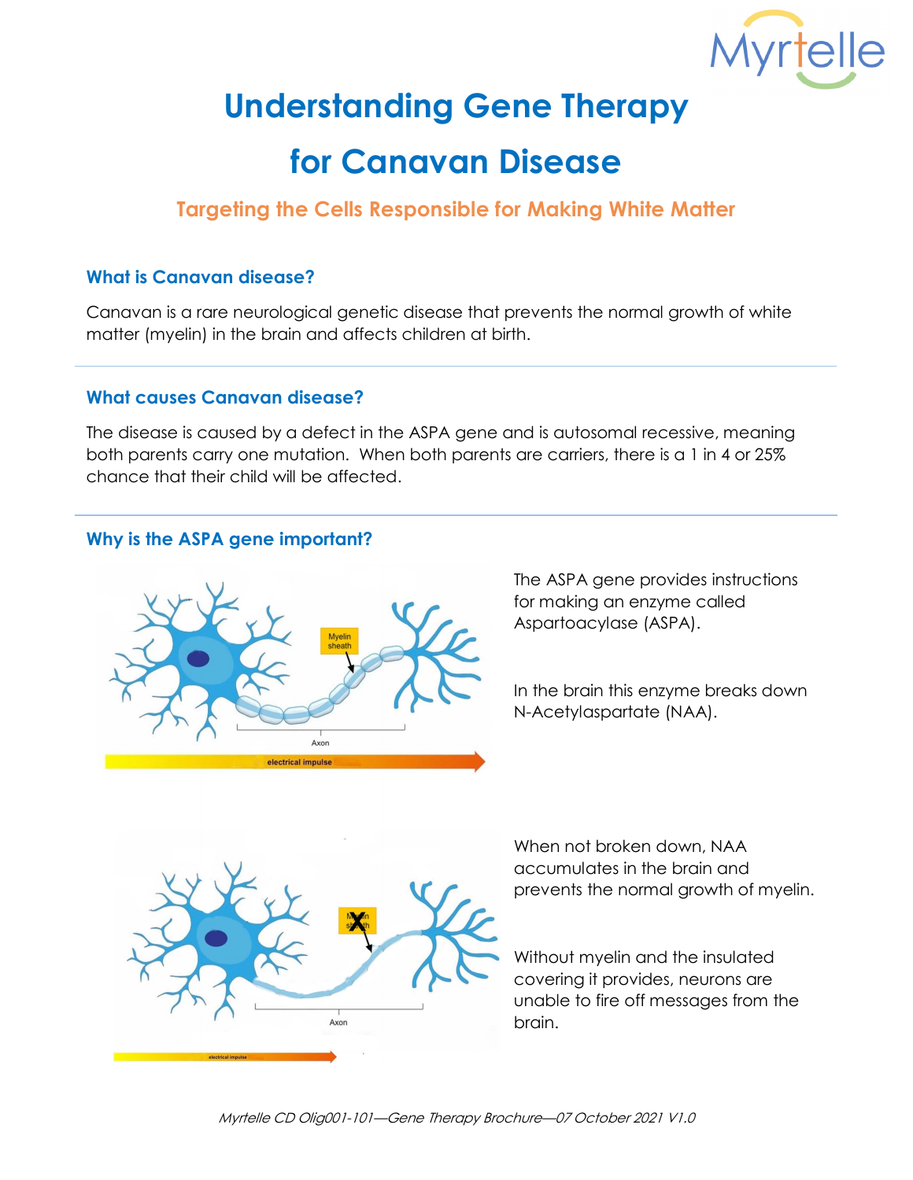# Understanding Gene Therapy for Canavan Disease

## Targeting the Cells Responsible for Making White Matter

### What is Canavan disease?

Canavan is a rare neurological genetic disease that prevents the normal growth of white matter (myelin) in the brain and affects children at birth.

### What causes Canavan disease?

The disease is caused by a defect in the ASPA gene and is autosomal recessive, meaning both parents carry one mutation. When both parents are carriers, there is a 1 in 4 or 25% chance that their child will be affected.

### Why is the ASPA gene important?

The ASPA gene provides instructions for making an enzyme called Aspartoacylase (ASPA).

In the brain this enzyme breaks down N-Acetylaspartate (NAA).

When not broken down, NAA accumulates in the brain and prevents the normal growth of myelin.

Without myelin and the insulated covering it provides, neurons are unable to fire off messages from the brain.

*Myrtelle CD Olig001-101—Gene Therapy Brochure—07 October 2021 V1.0*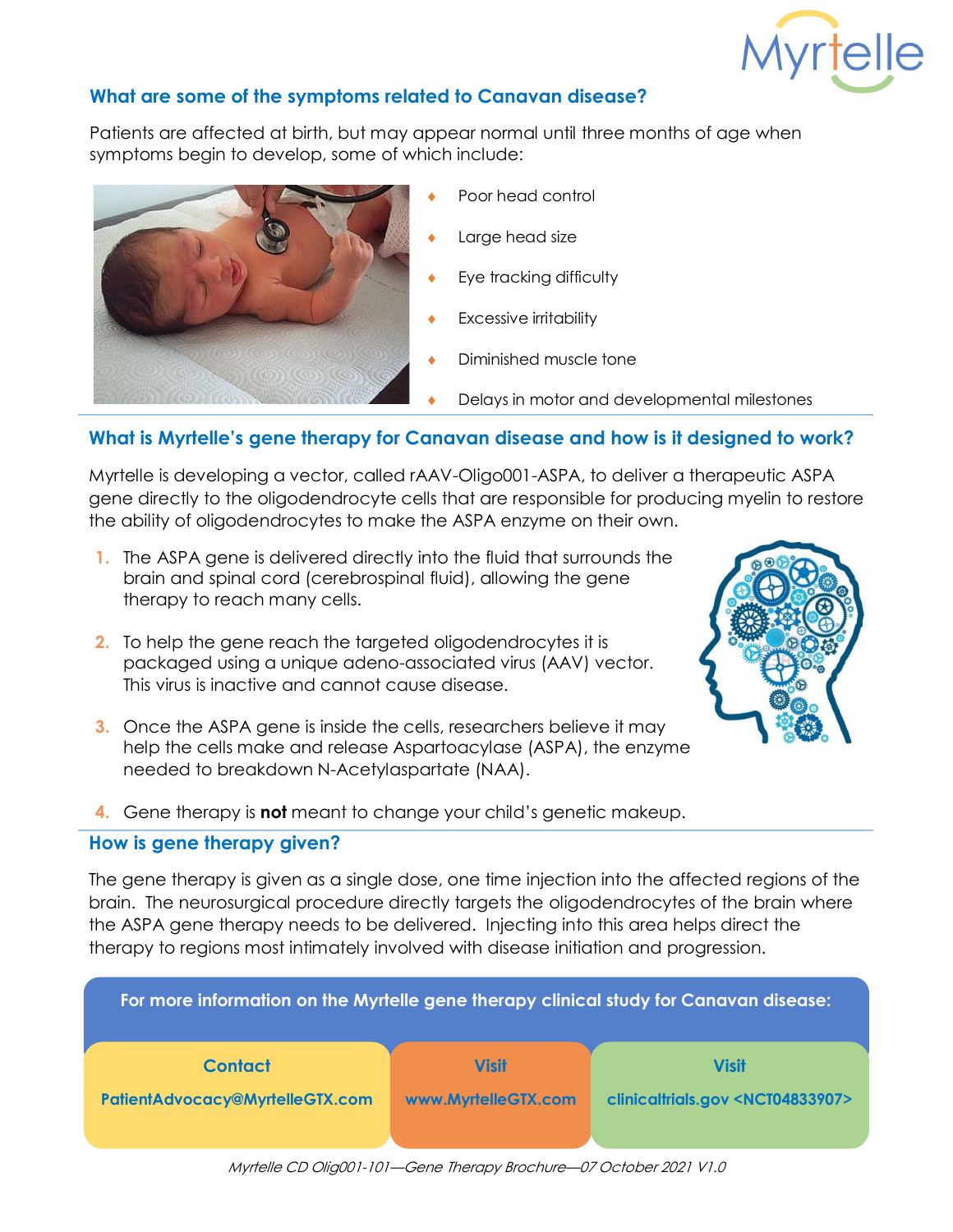## What are some of the symptoms related to Canavan disease?

Patients are affected at birth, but may appear normal until three months of age when symptoms begin to develop, some of which include:

- Poor head control
- Large head size
- Eye tracking difficulty
- Excessive irritability
- Diminished muscle tone
- Delays in motor and developmental milestones

## What is Myrtelle's gene therapy for Canavan disease and how is it designed to work?

Myrtelle is developing a vector, called rAAV-Oligo001-ASPA, to deliver a therapeutic ASPA gene directly to the oligodendrocyte cells that are responsible for producing myelin to restore the ability of oligodendrocytes to make the ASPA enzyme on their own.

1. The ASPA gene is delivered directly into the fluid that surrounds the brain and spinal cord (cerebrospinal fluid), allowing the gene therapy to reach many cells.
2. To help the gene reach the targeted oligodendrocytes it is packaged using a unique adeno-associated virus (AAV) vector. This virus is inactive and cannot cause disease.
3. Once the ASPA gene is inside the cells, researchers believe it may help the cells make and release Aspartoacylase (ASPA), the enzyme needed to breakdown N-Acetylaspartate (NAA).
4. Gene therapy is **not** meant to change your child's genetic makeup.

## How is gene therapy given?

The gene therapy is given as a single dose, one time injection into the affected regions of the brain. The neurosurgical procedure directly targets the oligodendrocytes of the brain where the ASPA gene therapy needs to be delivered. Injecting into this area helps direct the therapy to regions most intimately involved with disease initiation and progression.

**For more information on the Myrtelle gene therapy clinical study for Canavan disease:**

| Contact | Visit | Visit |
| --- | --- | --- |
| PatientAdvocacy@MyrtelleGTX.com | www.MyrtelleGTX.com | clinicaltrials.gov <NCT04833907> |

*Myrtelle CD Olig001-101—Gene Therapy Brochure—07 October 2021 V1.0*